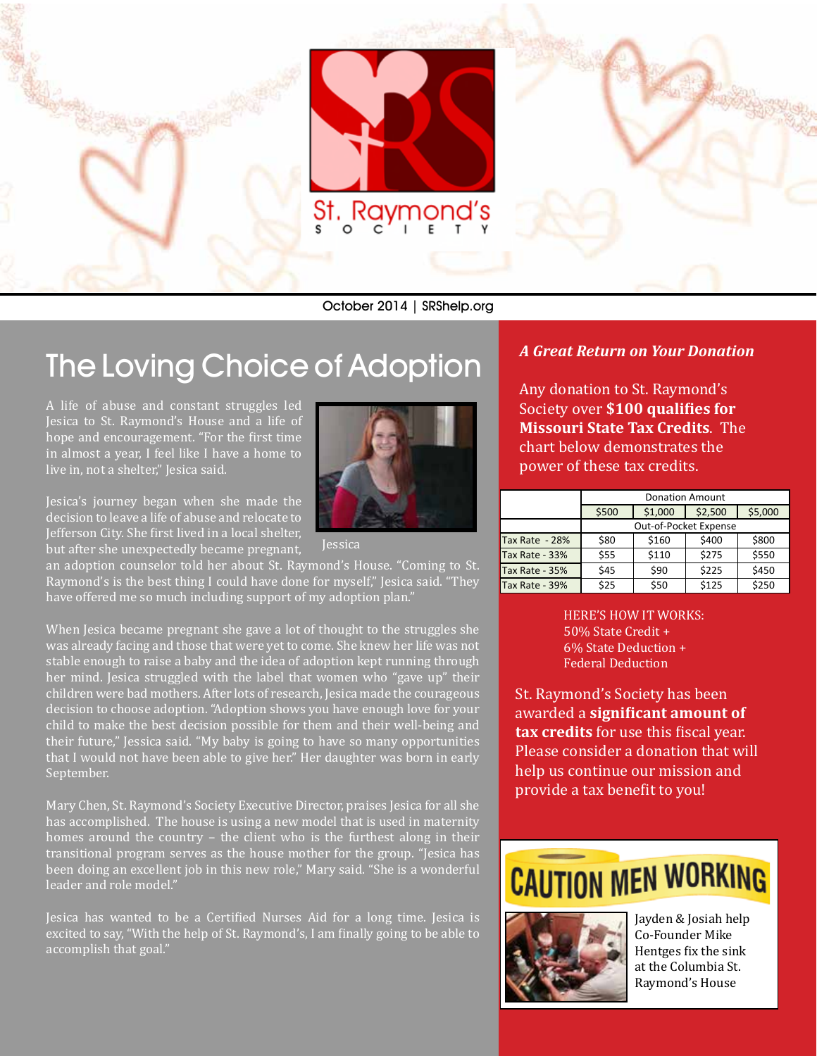St. Raymond's Society

October 2014 | SRShelp.org

# The Loving Choice of Adoption

A life of abuse and constant struggles led Jesica to St. Raymond's House and a life of hope and encouragement. "For the first time in almost a year, I feel like I have a home to live in, not a shelter," Jesica said.

Jessica

Jesica's journey began when she made the decision to leave a life of abuse and relocate to Jefferson City. She first lived in a local shelter, but after she unexpectedly became pregnant, an adoption counselor told her about St. Raymond's House. "Coming to St. Raymond's is the best thing I could have done for myself," Jesica said. "They have offered me so much including support of my adoption plan."

When Jesica became pregnant she gave a lot of thought to the struggles she was already facing and those that were yet to come. She knew her life was not stable enough to raise a baby and the idea of adoption kept running through her mind. Jesica struggled with the label that women who "gave up" their children were bad mothers. After lots of research, Jesica made the courageous decision to choose adoption. "Adoption shows you have enough love for your child to make the best decision possible for them and their well-being and their future," Jessica said. "My baby is going to have so many opportunities that I would not have been able to give her." Her daughter was born in early September.

Mary Chen, St. Raymond's Society Executive Director, praises Jesica for all she has accomplished. The house is using a new model that is used in maternity homes around the country – the client who is the furthest along in their transitional program serves as the house mother for the group. "Jesica has been doing an excellent job in this new role," Mary said. "She is a wonderful leader and role model."

Jesica has wanted to be a Certified Nurses Aid for a long time. Jesica is excited to say, "With the help of St. Raymond's, I am finally going to be able to accomplish that goal."

### *A Great Return on Your Donation*

Any donation to St. Raymond's Society over **$100 qualifies for Missouri State Tax Credits**. The chart below demonstrates the power of these tax credits.

| | Donation Amount | | | |
|---|---|---|---|---|
| | $500 | $1,000 | $2,500 | $5,000 |
| | Out-of-Pocket Expense | | | |
| Tax Rate - 28% | $80 | $160 | $400 | $800 |
| Tax Rate - 33% | $55 | $110 | $275 | $550 |
| Tax Rate - 35% | $45 | $90 | $225 | $450 |
| Tax Rate - 39% | $25 | $50 | $125 | $250 |

HERE'S HOW IT WORKS:
50% State Credit +
6% State Deduction +
Federal Deduction

St. Raymond's Society has been awarded a **significant amount of tax credits** for use this fiscal year. Please consider a donation that will help us continue our mission and provide a tax benefit to you!

## CAUTION MEN WORKING

Jayden & Josiah help Co-Founder Mike Hentges fix the sink at the Columbia St. Raymond's House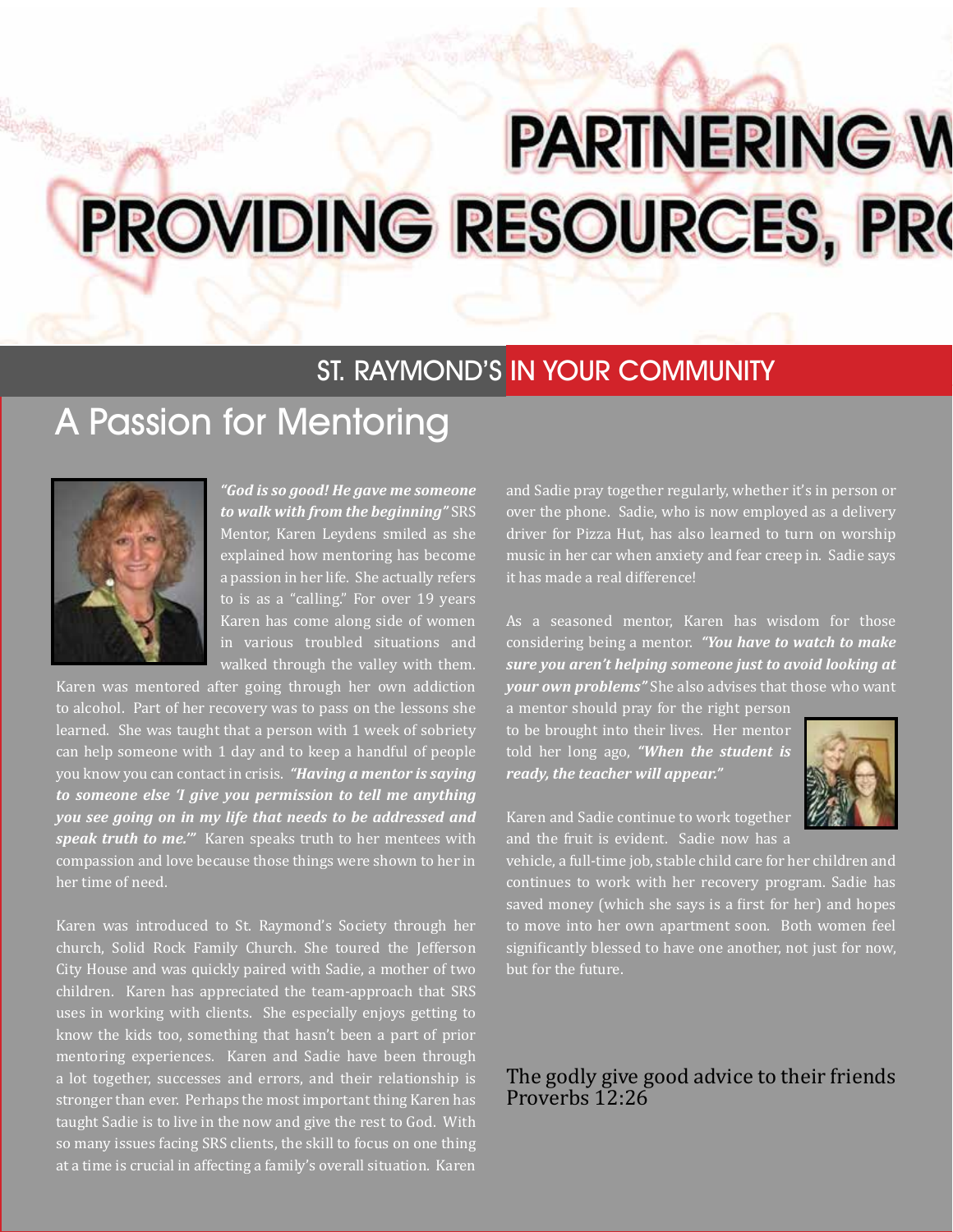# PARTNERING W

# PROVIDING RESOURCES, PRO

ST. RAYMOND'S IN YOUR COMMUNITY

## A Passion for Mentoring

***"God is so good! He gave me someone to walk with from the beginning"*** SRS Mentor, Karen Leydens smiled as she explained how mentoring has become a passion in her life. She actually refers to is as a "calling." For over 19 years Karen has come along side of women in various troubled situations and walked through the valley with them. Karen was mentored after going through her own addiction to alcohol. Part of her recovery was to pass on the lessons she learned. She was taught that a person with 1 week of sobriety can help someone with 1 day and to keep a handful of people you know you can contact in crisis. ***"Having a mentor is saying to someone else 'I give you permission to tell me anything you see going on in my life that needs to be addressed and speak truth to me.'"*** Karen speaks truth to her mentees with compassion and love because those things were shown to her in her time of need.

Karen was introduced to St. Raymond's Society through her church, Solid Rock Family Church. She toured the Jefferson City House and was quickly paired with Sadie, a mother of two children. Karen has appreciated the team-approach that SRS uses in working with clients. She especially enjoys getting to know the kids too, something that hasn't been a part of prior mentoring experiences. Karen and Sadie have been through a lot together, successes and errors, and their relationship is stronger than ever. Perhaps the most important thing Karen has taught Sadie is to live in the now and give the rest to God. With so many issues facing SRS clients, the skill to focus on one thing at a time is crucial in affecting a family's overall situation. Karen and Sadie pray together regularly, whether it's in person or over the phone. Sadie, who is now employed as a delivery driver for Pizza Hut, has also learned to turn on worship music in her car when anxiety and fear creep in. Sadie says it has made a real difference!

As a seasoned mentor, Karen has wisdom for those considering being a mentor. ***"You have to watch to make sure you aren't helping someone just to avoid looking at your own problems"*** She also advises that those who want a mentor should pray for the right person to be brought into their lives. Her mentor told her long ago, ***"When the student is ready, the teacher will appear."***

Karen and Sadie continue to work together and the fruit is evident. Sadie now has a vehicle, a full-time job, stable child care for her children and continues to work with her recovery program. Sadie has saved money (which she says is a first for her) and hopes to move into her own apartment soon. Both women feel significantly blessed to have one another, not just for now, but for the future.

The godly give good advice to their friends
Proverbs 12:26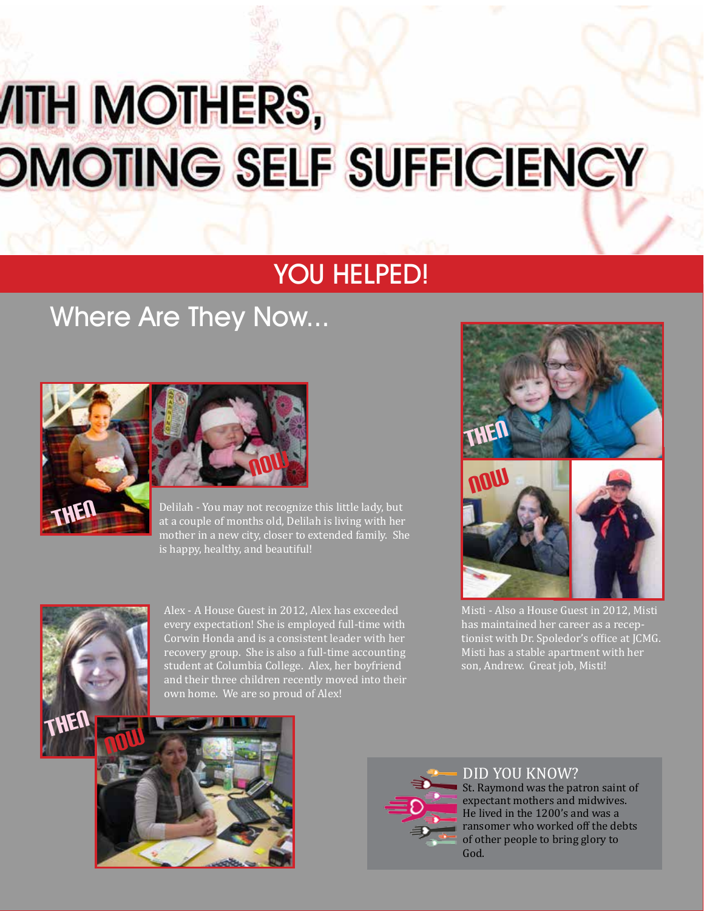# ITH MOTHERS, OMOTING SELF SUFFICIENCY

## YOU HELPED!

## Where Are They Now...

THEN

NOW

Delilah - You may not recognize this little lady, but at a couple of months old, Delilah is living with her mother in a new city, closer to extended family. She is happy, healthy, and beautiful!

THEN

NOW

Misti - Also a House Guest in 2012, Misti has maintained her career as a receptionist with Dr. Spoledor's office at JCMG. Misti has a stable apartment with her son, Andrew. Great job, Misti!

Alex - A House Guest in 2012, Alex has exceeded every expectation! She is employed full-time with Corwin Honda and is a consistent leader with her recovery group. She is also a full-time accounting student at Columbia College. Alex, her boyfriend and their three children recently moved into their own home. We are so proud of Alex!

THEN

NOW

### DID YOU KNOW?

St. Raymond was the patron saint of expectant mothers and midwives. He lived in the 1200's and was a ransomer who worked off the debts of other people to bring glory to God.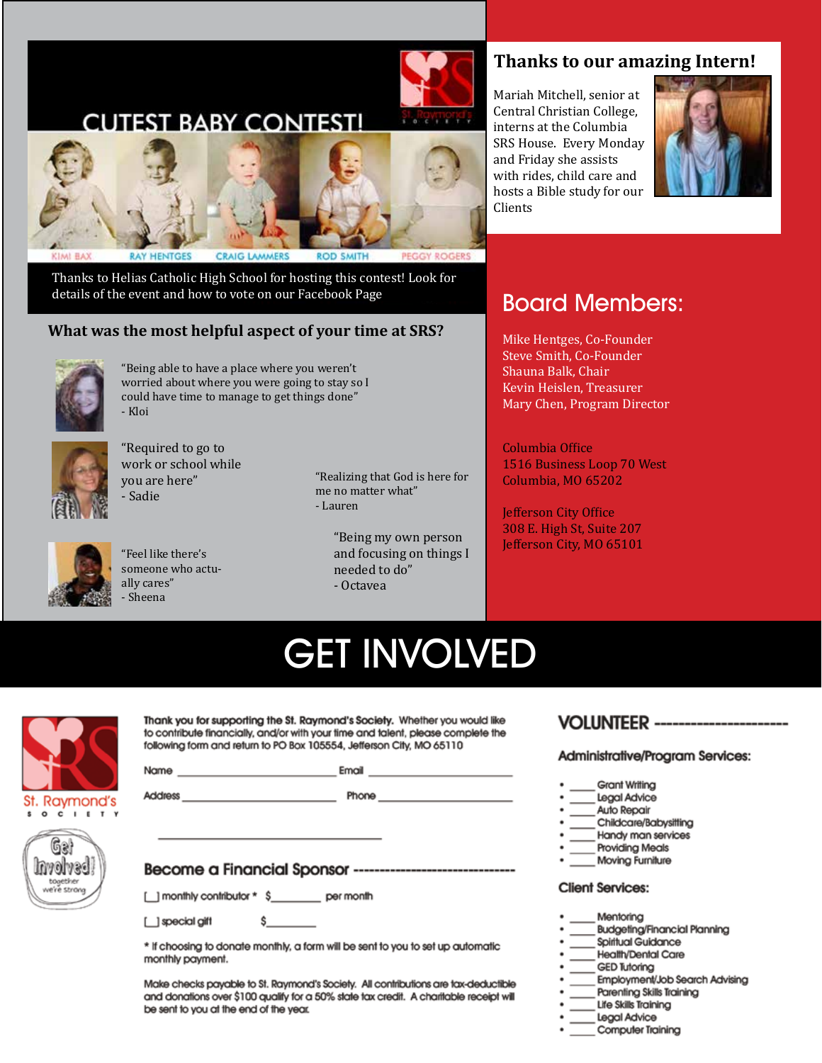## CUTEST BABY CONTEST!

KIMI BAX · RAY HENTGES · CRAIG LAMMERS · ROD SMITH · PEGGY ROGERS

Thanks to Helias Catholic High School for hosting this contest! Look for details of the event and how to vote on our Facebook Page

## Thanks to our amazing Intern!

Mariah Mitchell, senior at Central Christian College, interns at the Columbia SRS House. Every Monday and Friday she assists with rides, child care and hosts a Bible study for our Clients

### What was the most helpful aspect of your time at SRS?

"Being able to have a place where you weren't worried about where you were going to stay so I could have time to manage to get things done"
- Kloi

"Required to go to work or school while you are here"
- Sadie

"Realizing that God is here for me no matter what"
- Lauren

"Feel like there's someone who actually cares"
- Sheena

"Being my own person and focusing on things I needed to do"
- Octavea

## Board Members:

Mike Hentges, Co-Founder
Steve Smith, Co-Founder
Shauna Balk, Chair
Kevin Heislen, Treasurer
Mary Chen, Program Director

Columbia Office
1516 Business Loop 70 West
Columbia, MO 65202

Jefferson City Office
308 E. High St, Suite 207
Jefferson City, MO 65101

# GET INVOLVED

St. Raymond's Society

Get Involved! together we're strong

**Thank you for supporting the St. Raymond's Society.** Whether you would like to contribute financially, and/or with your time and talent, please complete the following form and return to PO Box 105554, Jefferson City, MO 65110

Name ______________________ Email ______________________

Address ______________________ Phone ______________________

______________________

### Become a Financial Sponsor ------------------------------

[ ] monthly contributor * $________ per month

[ ] special gift $________

* If choosing to donate monthly, a form will be sent to you to set up automatic monthly payment.

Make checks payable to St. Raymond's Society. All contributions are tax-deductible and donations over $100 qualify for a 50% state tax credit. A charitable receipt will be sent to you at the end of the year.

### VOLUNTEER ---------------------

**Administrative/Program Services:**

- ____ Grant Writing
- ____ Legal Advice
- ____ Auto Repair
- ____ Childcare/Babysitting
- ____ Handy man services
- ____ Providing Meals
- ____ Moving Furniture

**Client Services:**

- ____ Mentoring
- ____ Budgeting/Financial Planning
- ____ Spiritual Guidance
- ____ Health/Dental Care
- ____ GED Tutoring
- ____ Employment/Job Search Advising
- ____ Parenting Skills Training
- ____ Life Skills Training
- ____ Legal Advice
- ____ Computer Training